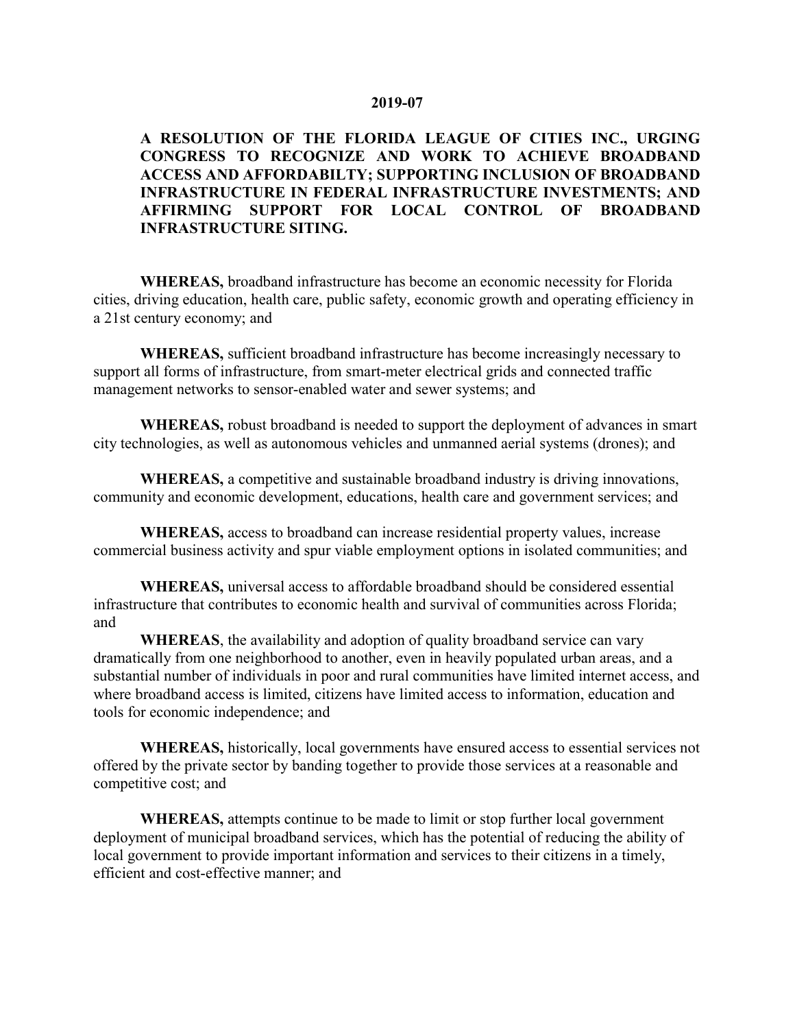**2019-07**

**A RESOLUTION OF THE FLORIDA LEAGUE OF CITIES INC., URGING CONGRESS TO RECOGNIZE AND WORK TO ACHIEVE BROADBAND ACCESS AND AFFORDABILTY; SUPPORTING INCLUSION OF BROADBAND INFRASTRUCTURE IN FEDERAL INFRASTRUCTURE INVESTMENTS; AND AFFIRMING SUPPORT FOR LOCAL CONTROL OF BROADBAND INFRASTRUCTURE SITING.**

**WHEREAS,** broadband infrastructure has become an economic necessity for Florida cities, driving education, health care, public safety, economic growth and operating efficiency in a 21st century economy; and

**WHEREAS,** sufficient broadband infrastructure has become increasingly necessary to support all forms of infrastructure, from smart-meter electrical grids and connected traffic management networks to sensor-enabled water and sewer systems; and

**WHEREAS,** robust broadband is needed to support the deployment of advances in smart city technologies, as well as autonomous vehicles and unmanned aerial systems (drones); and

**WHEREAS,** a competitive and sustainable broadband industry is driving innovations, community and economic development, educations, health care and government services; and

**WHEREAS,** access to broadband can increase residential property values, increase commercial business activity and spur viable employment options in isolated communities; and

**WHEREAS,** universal access to affordable broadband should be considered essential infrastructure that contributes to economic health and survival of communities across Florida; and

**WHEREAS**, the availability and adoption of quality broadband service can vary dramatically from one neighborhood to another, even in heavily populated urban areas, and a substantial number of individuals in poor and rural communities have limited internet access, and where broadband access is limited, citizens have limited access to information, education and tools for economic independence; and

**WHEREAS,** historically, local governments have ensured access to essential services not offered by the private sector by banding together to provide those services at a reasonable and competitive cost; and

**WHEREAS,** attempts continue to be made to limit or stop further local government deployment of municipal broadband services, which has the potential of reducing the ability of local government to provide important information and services to their citizens in a timely, efficient and cost-effective manner; and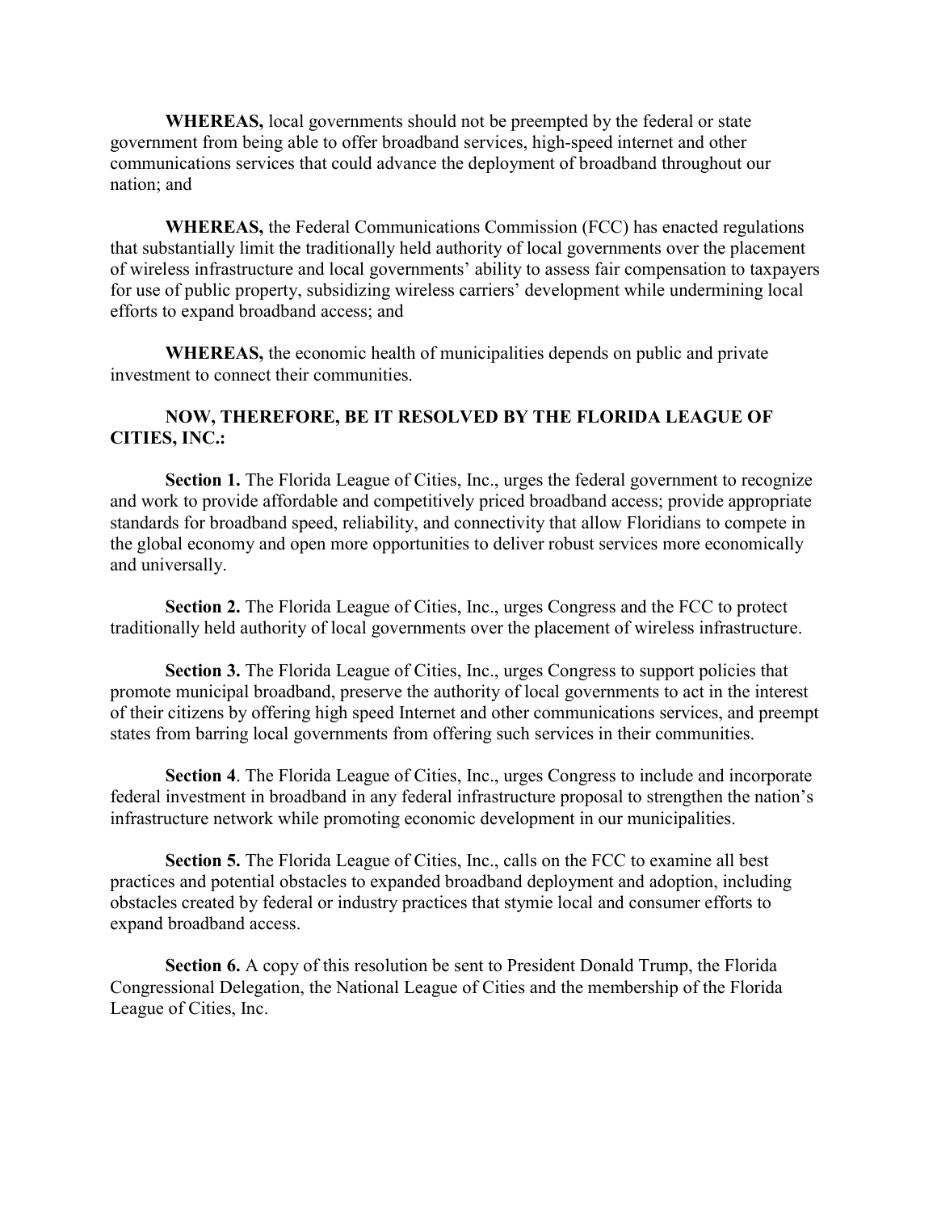**WHEREAS,** local governments should not be preempted by the federal or state government from being able to offer broadband services, high-speed internet and other communications services that could advance the deployment of broadband throughout our nation; and

**WHEREAS,** the Federal Communications Commission (FCC) has enacted regulations that substantially limit the traditionally held authority of local governments over the placement of wireless infrastructure and local governments' ability to assess fair compensation to taxpayers for use of public property, subsidizing wireless carriers' development while undermining local efforts to expand broadband access; and

**WHEREAS,** the economic health of municipalities depends on public and private investment to connect their communities.

**NOW, THEREFORE, BE IT RESOLVED BY THE FLORIDA LEAGUE OF CITIES, INC.:**

**Section 1.** The Florida League of Cities, Inc., urges the federal government to recognize and work to provide affordable and competitively priced broadband access; provide appropriate standards for broadband speed, reliability, and connectivity that allow Floridians to compete in the global economy and open more opportunities to deliver robust services more economically and universally.

**Section 2.** The Florida League of Cities, Inc., urges Congress and the FCC to protect traditionally held authority of local governments over the placement of wireless infrastructure.

**Section 3.** The Florida League of Cities, Inc., urges Congress to support policies that promote municipal broadband, preserve the authority of local governments to act in the interest of their citizens by offering high speed Internet and other communications services, and preempt states from barring local governments from offering such services in their communities.

**Section 4**. The Florida League of Cities, Inc., urges Congress to include and incorporate federal investment in broadband in any federal infrastructure proposal to strengthen the nation's infrastructure network while promoting economic development in our municipalities.

**Section 5.** The Florida League of Cities, Inc., calls on the FCC to examine all best practices and potential obstacles to expanded broadband deployment and adoption, including obstacles created by federal or industry practices that stymie local and consumer efforts to expand broadband access.

**Section 6.** A copy of this resolution be sent to President Donald Trump, the Florida Congressional Delegation, the National League of Cities and the membership of the Florida League of Cities, Inc.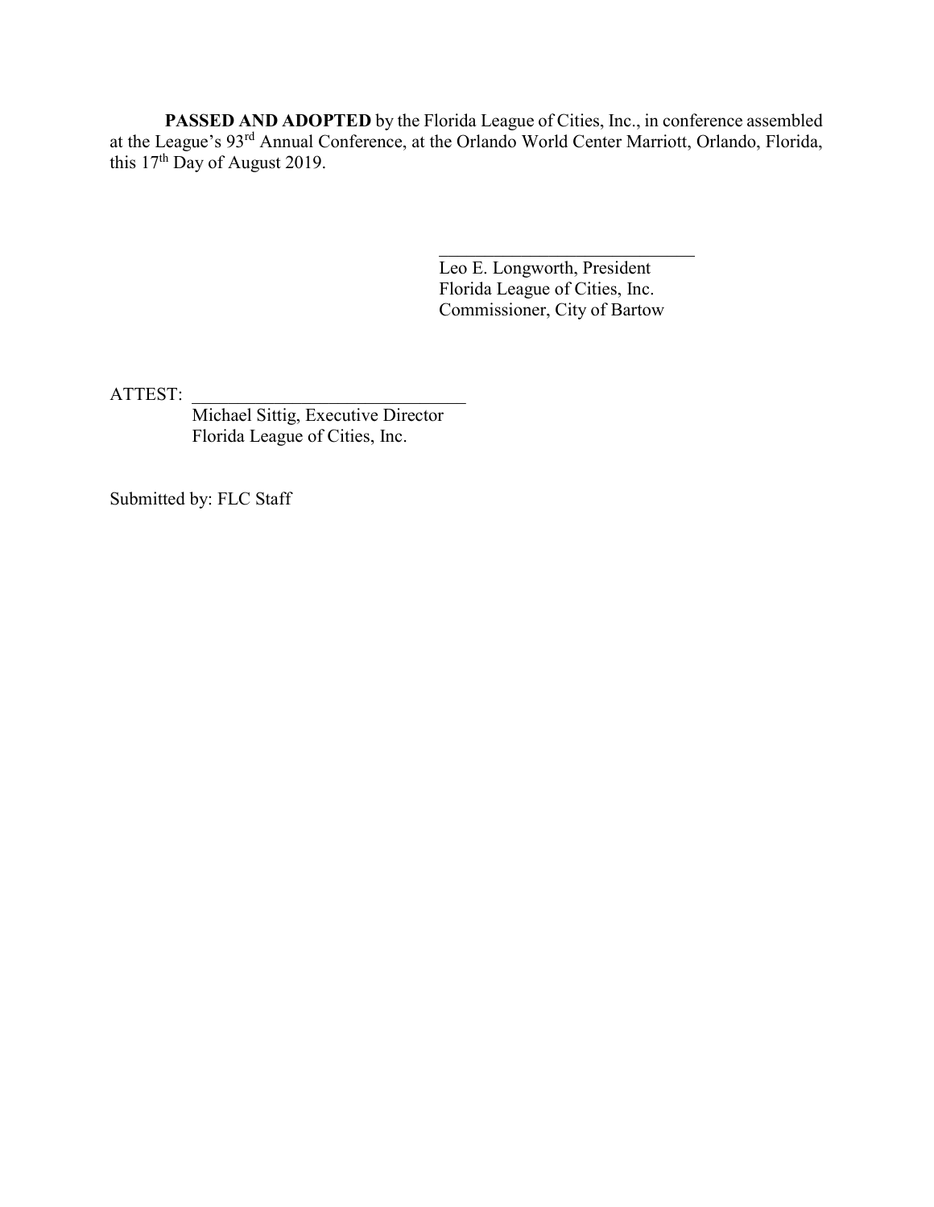**PASSED AND ADOPTED** by the Florida League of Cities, Inc., in conference assembled at the League's 93rd Annual Conference, at the Orlando World Center Marriott, Orlando, Florida, this 17th Day of August 2019.

\_\_\_\_\_\_\_\_\_\_\_\_\_\_\_\_\_\_\_\_\_\_\_\_\_\_\_\_\_\_
Leo E. Longworth, President
Florida League of Cities, Inc.
Commissioner, City of Bartow

ATTEST: \_\_\_\_\_\_\_\_\_\_\_\_\_\_\_\_\_\_\_\_\_\_\_\_\_\_\_\_\_\_
Michael Sittig, Executive Director
Florida League of Cities, Inc.

Submitted by: FLC Staff